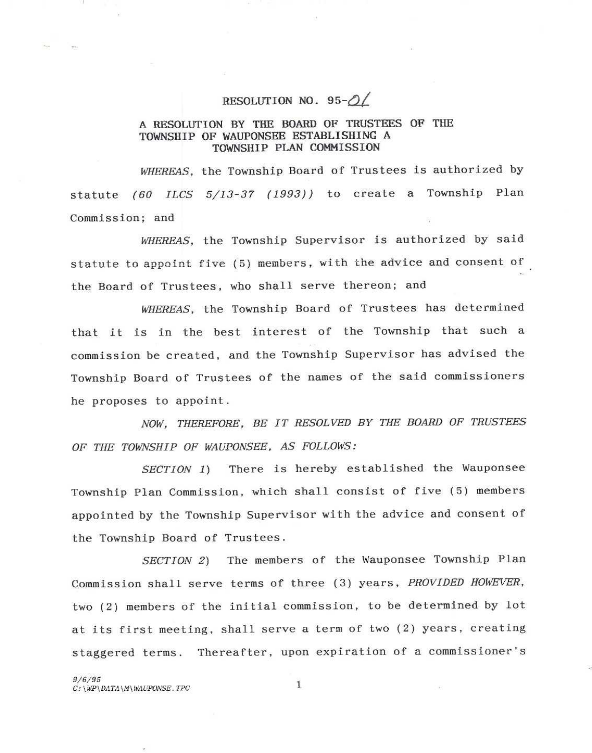# RESOLUTION NO. 95-01

## A RESOLUTION BY THE BOARD OF TRUSTEES OF THE TOWNSHIP OF WAUPONSEE ESTABLISHING A TOWNSHIP PLAN COMMISSION

*WHEREAS*, the Township Board of Trustees is authorized by statute *(60 ILCS 5/13-37 (1993))* to create a Township Plan Commission; and

*WHEREAS*, the Township Supervisor is authorized by said statute to appoint five (5) members, with the advice and consent of the Board of Trustees, who shall serve thereon; and

*WHEREAS*, the Township Board of Trustees has determined that it is in the best interest of the Township that such a commission be created, and the Township Supervisor has advised the Township Board of Trustees of the names of the said commissioners he proposes to appoint.

*NOW, THEREFORE, BE IT RESOLVED BY THE BOARD OF TRUSTEES OF THE TOWNSHIP OF WAUPONSEE, AS FOLLOWS:*

*SECTION 1)* There is hereby established the Wauponsee Township Plan Commission, which shall consist of five (5) members appointed by the Township Supervisor with the advice and consent of the Township Board of Trustees.

*SECTION 2)* The members of the Wauponsee Township Plan Commission shall serve terms of three (3) years, *PROVIDED HOWEVER*, two (2) members of the initial commission, to be determined by lot at its first meeting, shall serve a term of two (2) years, creating staggered terms. Thereafter, upon expiration of a commissioner's

*9/6/95*
*C:\WP\DATA\M\WAUPONSE.TPC*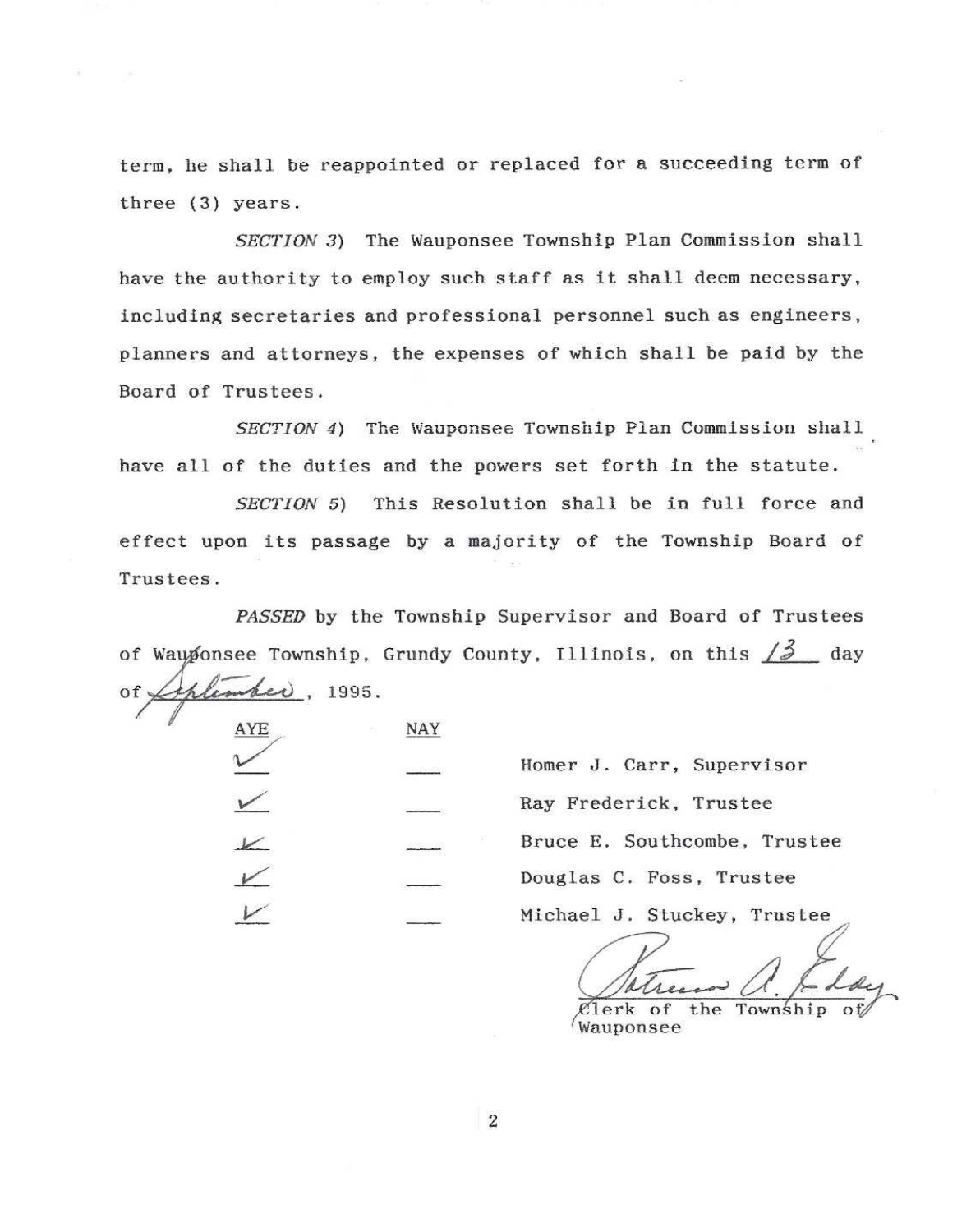term, he shall be reappointed or replaced for a succeeding term of three (3) years.

*SECTION 3*) The Wauponsee Township Plan Commission shall have the authority to employ such staff as it shall deem necessary, including secretaries and professional personnel such as engineers, planners and attorneys, the expenses of which shall be paid by the Board of Trustees.

*SECTION 4*) The Wauponsee Township Plan Commission shall have all of the duties and the powers set forth in the statute.

*SECTION 5*) This Resolution shall be in full force and effect upon its passage by a majority of the Township Board of Trustees.

*PASSED* by the Township Supervisor and Board of Trustees of Wauponsee Township, Grundy County, Illinois, on this 13 day of September, 1995.

| AYE | NAY | |
|---|---|---|
| ✓ | ___ | Homer J. Carr, Supervisor |
| ✓ | ___ | Ray Frederick, Trustee |
| ✓ | ___ | Bruce E. Southcombe, Trustee |
| ✓ | ___ | Douglas C. Foss, Trustee |
| ✓ | ___ | Michael J. Stuckey, Trustee |

Patricia A. Eddy
Clerk of the Township of Wauponsee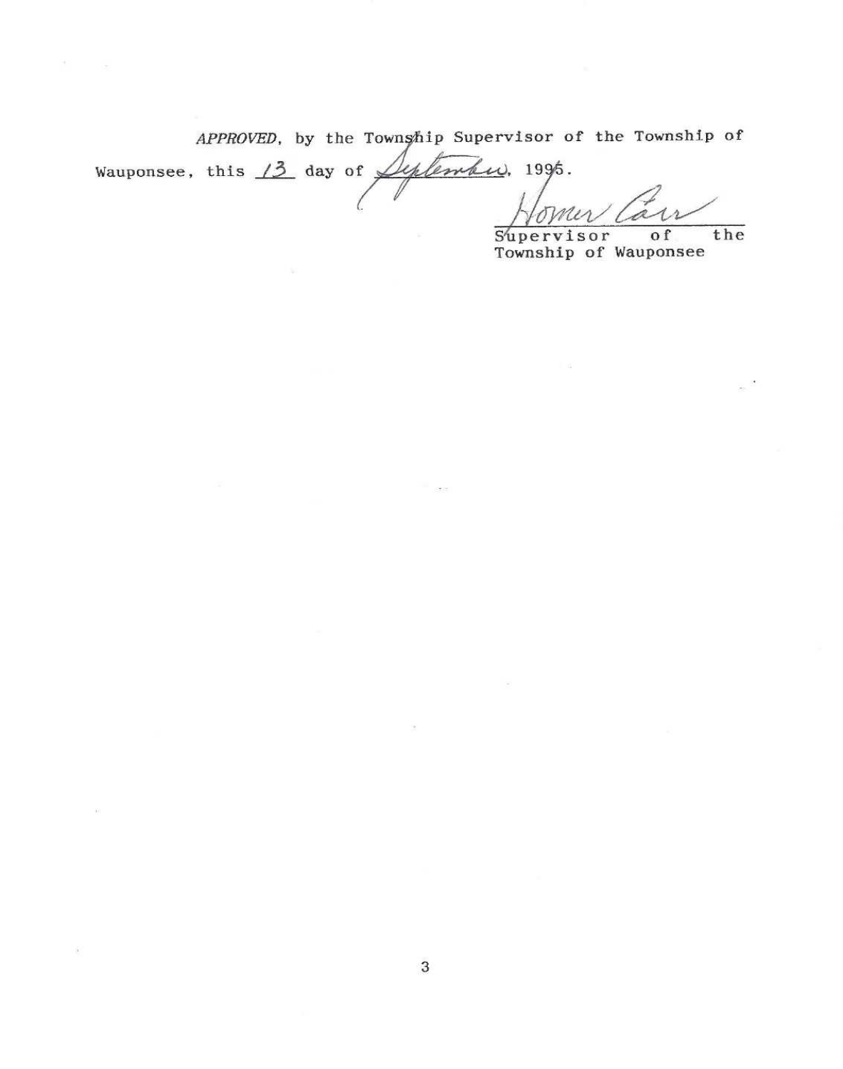*APPROVED*, by the Township Supervisor of the Township of Wauponsee, this 13 day of September, 1995.

Homer Carr

Supervisor of the Township of Wauponsee